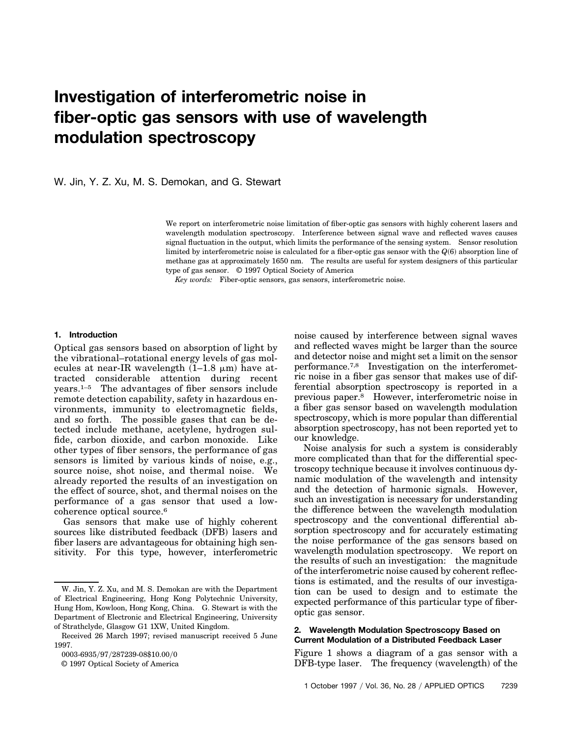# Investigation of interferometric noise in fiber-optic gas sensors with use of wavelength modulation spectroscopy

W. Jin, Y. Z. Xu, M. S. Demokan, and G. Stewart

We report on interferometric noise limitation of fiber-optic gas sensors with highly coherent lasers and wavelength modulation spectroscopy. Interference between signal wave and reflected waves causes signal fluctuation in the output, which limits the performance of the sensing system. Sensor resolution limited by interferometric noise is calculated for a fiber-optic gas sensor with the $Q(6)$ absorption line of methane gas at approximately 1650 nm. The results are useful for system designers of this particular type of gas sensor. © 1997 Optical Society of America

*Key words:* Fiber-optic sensors, gas sensors, interferometric noise.

## 1. Introduction

Optical gas sensors based on absorption of light by the vibrational–rotational energy levels of gas molecules at near-IR wavelength (1–1.8 μm) have attracted considerable attention during recent years.[1–5] The advantages of fiber sensors include remote detection capability, safety in hazardous environments, immunity to electromagnetic fields, and so forth. The possible gases that can be detected include methane, acetylene, hydrogen sulfide, carbon dioxide, and carbon monoxide. Like other types of fiber sensors, the performance of gas sensors is limited by various kinds of noise, e.g., source noise, shot noise, and thermal noise. We already reported the results of an investigation on the effect of source, shot, and thermal noises on the performance of a gas sensor that used a low-coherence optical source.[6]

Gas sensors that make use of highly coherent sources like distributed feedback (DFB) lasers and fiber lasers are advantageous for obtaining high sensitivity. For this type, however, interferometric noise caused by interference between signal waves and reflected waves might be larger than the source and detector noise and might set a limit on the sensor performance.[7,8] Investigation on the interferometric noise in a fiber gas sensor that makes use of differential absorption spectroscopy is reported in a previous paper.[8] However, interferometric noise in a fiber gas sensor based on wavelength modulation spectroscopy, which is more popular than differential absorption spectroscopy, has not been reported yet to our knowledge.

Noise analysis for such a system is considerably more complicated than that for the differential spectroscopy technique because it involves continuous dynamic modulation of the wavelength and intensity and the detection of harmonic signals. However, such an investigation is necessary for understanding the difference between the wavelength modulation spectroscopy and the conventional differential absorption spectroscopy and for accurately estimating the noise performance of the gas sensors based on wavelength modulation spectroscopy. We report on the results of such an investigation: the magnitude of the interferometric noise caused by coherent reflections is estimated, and the results of our investigation can be used to design and to estimate the expected performance of this particular type of fiber-optic gas sensor.

W. Jin, Y. Z. Xu, and M. S. Demokan are with the Department of Electrical Engineering, Hong Kong Polytechnic University, Hung Hom, Kowloon, Hong Kong, China. G. Stewart is with the Department of Electronic and Electrical Engineering, University of Strathclyde, Glasgow G1 1XW, United Kingdom.

Received 26 March 1997; revised manuscript received 5 June 1997.

0003-6935/97/287239-08$10.00/0

© 1997 Optical Society of America

## 2. Wavelength Modulation Spectroscopy Based on Current Modulation of a Distributed Feedback Laser

Figure 1 shows a diagram of a gas sensor with a DFB-type laser. The frequency (wavelength) of the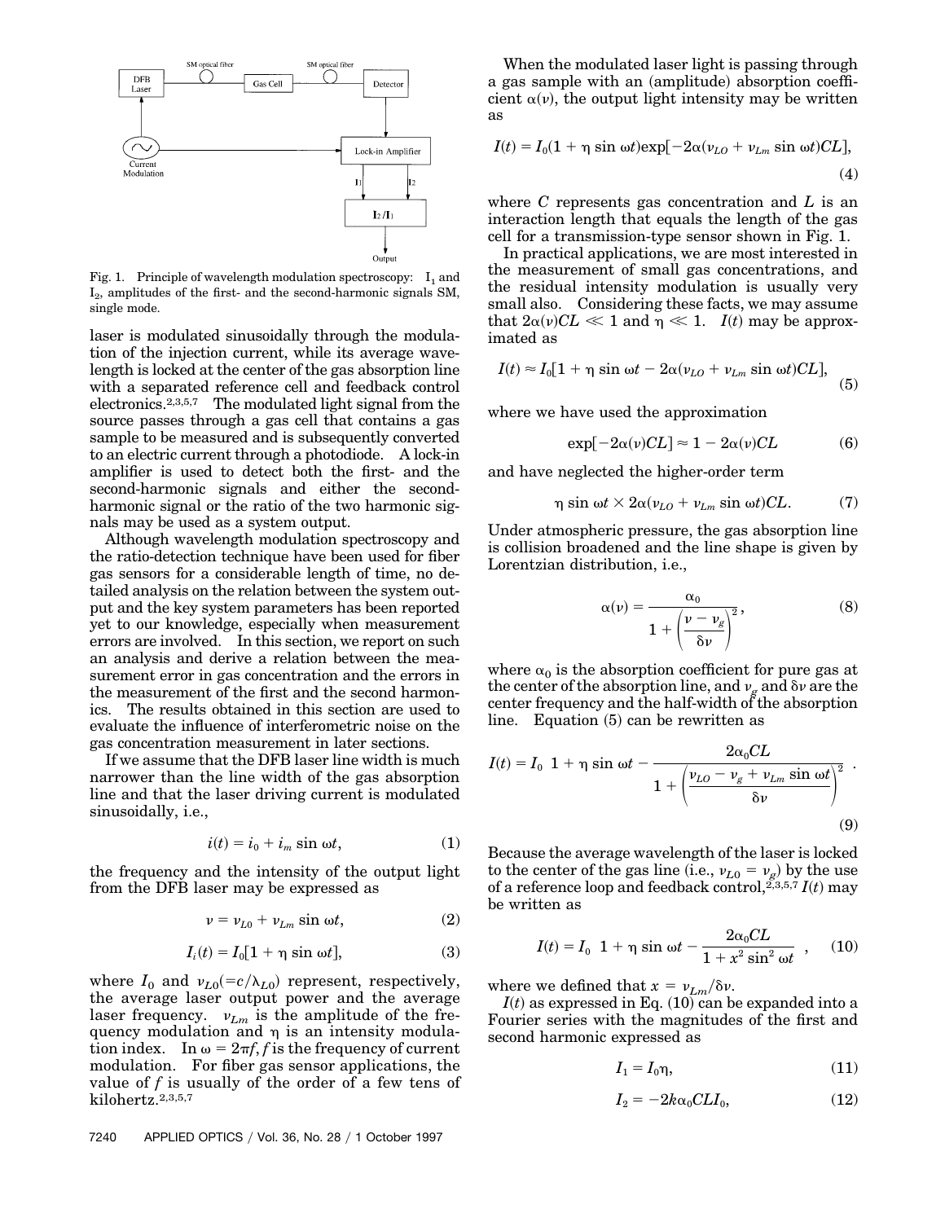Fig. 1. Principle of wavelength modulation spectroscopy: $I_1$ and $I_2$, amplitudes of the first- and the second-harmonic signals SM, single mode.

laser is modulated sinusoidally through the modulation of the injection current, while its average wavelength is locked at the center of the gas absorption line with a separated reference cell and feedback control electronics.[2,3,5,7] The modulated light signal from the source passes through a gas cell that contains a gas sample to be measured and is subsequently converted to an electric current through a photodiode. A lock-in amplifier is used to detect both the first- and the second-harmonic signals and either the second-harmonic signal or the ratio of the two harmonic signals may be used as a system output.

Although wavelength modulation spectroscopy and the ratio-detection technique have been used for fiber gas sensors for a considerable length of time, no detailed analysis on the relation between the system output and the key system parameters has been reported yet to our knowledge, especially when measurement errors are involved. In this section, we report on such an analysis and derive a relation between the measurement error in gas concentration and the errors in the measurement of the first and the second harmonics. The results obtained in this section are used to evaluate the influence of interferometric noise on the gas concentration measurement in later sections.

If we assume that the DFB laser line width is much narrower than the line width of the gas absorption line and that the laser driving current is modulated sinusoidally, i.e.,

$$i(t) = i_0 + i_m \sin \omega t, \tag{1}$$

the frequency and the intensity of the output light from the DFB laser may be expressed as

$$\nu = \nu_{L0} + \nu_{Lm} \sin \omega t, \tag{2}$$

$$I_i(t) = I_0[1 + \eta \sin \omega t], \tag{3}$$

where $I_0$ and $\nu_{L0}(=c/\lambda_{L0})$ represent, respectively, the average laser output power and the average laser frequency. $\nu_{Lm}$ is the amplitude of the frequency modulation and $\eta$ is an intensity modulation index. In $\omega = 2\pi f$, $f$ is the frequency of current modulation. For fiber gas sensor applications, the value of $f$ is usually of the order of a few tens of kilohertz.[2,3,5,7]

When the modulated laser light is passing through a gas sample with an (amplitude) absorption coefficient $\alpha(\nu)$, the output light intensity may be written as

$$I(t) = I_0(1 + \eta \sin \omega t)\exp[-2\alpha(\nu_{LO} + \nu_{Lm} \sin \omega t)CL], \tag{4}$$

where $C$ represents gas concentration and $L$ is an interaction length that equals the length of the gas cell for a transmission-type sensor shown in Fig. 1.

In practical applications, we are most interested in the measurement of small gas concentrations, and the residual intensity modulation is usually very small also. Considering these facts, we may assume that $2\alpha(\nu)CL \ll 1$ and $\eta \ll 1$. $I(t)$ may be approximated as

$$I(t) \approx I_0[1 + \eta \sin \omega t - 2\alpha(\nu_{LO} + \nu_{Lm} \sin \omega t)CL], \tag{5}$$

where we have used the approximation

$$\exp[-2\alpha(\nu)CL] \approx 1 - 2\alpha(\nu)CL \tag{6}$$

and have neglected the higher-order term

$$\eta \sin \omega t \times 2\alpha(\nu_{LO} + \nu_{Lm} \sin \omega t)CL. \tag{7}$$

Under atmospheric pressure, the gas absorption line is collision broadened and the line shape is given by Lorentzian distribution, i.e.,

$$\alpha(\nu) = \frac{\alpha_0}{1 + \left(\dfrac{\nu - \nu_g}{\delta\nu}\right)^2}, \tag{8}$$

where $\alpha_0$ is the absorption coefficient for pure gas at the center of the absorption line, and $\nu_g$ and $\delta\nu$ are the center frequency and the half-width of the absorption line. Equation (5) can be rewritten as

$$I(t) = I_0\left[1 + \eta \sin \omega t - \frac{2\alpha_0 CL}{1 + \left(\dfrac{\nu_{LO} - \nu_g + \nu_{Lm} \sin \omega t}{\delta\nu}\right)^2}\right]. \tag{9}$$

Because the average wavelength of the laser is locked to the center of the gas line (i.e., $\nu_{L0} = \nu_g$) by the use of a reference loop and feedback control,[2,3,5,7] $I(t)$ may be written as

$$I(t) = I_0\left[1 + \eta \sin \omega t - \frac{2\alpha_0 CL}{1 + x^2 \sin^2 \omega t}\right], \tag{10}$$

where we defined that $x = \nu_{Lm}/\delta\nu$.

$I(t)$ as expressed in Eq. (10) can be expanded into a Fourier series with the magnitudes of the first and second harmonic expressed as

$$I_1 = I_0\eta, \tag{11}$$

$$I_2 = -2k\alpha_0 CLI_0, \tag{12}$$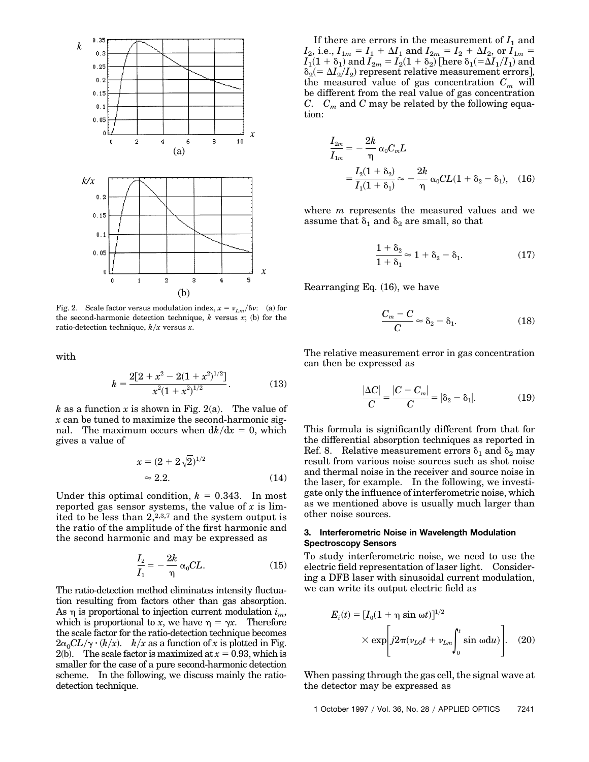Fig. 2. Scale factor versus modulation index, $x = \nu_{Lm}/\delta\nu$: (a) for the second-harmonic detection technique, $k$ versus $x$; (b) for the ratio-detection technique, $k/x$ versus $x$.

with

$$k = \frac{2[2 + x^2 - 2(1 + x^2)^{1/2}]}{x^2(1 + x^2)^{1/2}}. \quad (13)$$

$k$ as a function $x$ is shown in Fig. 2(a). The value of $x$ can be tuned to maximize the second-harmonic signal. The maximum occurs when $dk/dx = 0$, which gives a value of

$$x = (2 + 2\sqrt{2})^{1/2} \approx 2.2. \quad (14)$$

Under this optimal condition, $k = 0.343$. In most reported gas sensor systems, the value of $x$ is limited to be less than 2,[2,3,7] and the system output is the ratio of the amplitude of the first harmonic and the second harmonic and may be expressed as

$$\frac{I_2}{I_1} = -\frac{2k}{\eta}\alpha_0 CL. \quad (15)$$

The ratio-detection method eliminates intensity fluctuation resulting from factors other than gas absorption. As $\eta$ is proportional to injection current modulation $i_m$, which is proportional to $x$, we have $\eta = \gamma x$. Therefore the scale factor for the ratio-detection technique becomes $2\alpha_0 CL/\gamma \cdot (k/x)$. $k/x$ as a function of $x$ is plotted in Fig. 2(b). The scale factor is maximized at $x = 0.93$, which is smaller for the case of a pure second-harmonic detection scheme. In the following, we discuss mainly the ratio-detection technique.

If there are errors in the measurement of $I_1$ and $I_2$, i.e., $I_{1m} = I_1 + \Delta I_1$ and $I_{2m} = I_2 + \Delta I_2$, or $I_{1m} = I_1(1 + \delta_1)$ and $I_{2m} = I_2(1 + \delta_2)$ [here $\delta_1(=\Delta I_1/I_1)$ and $\delta_2(= \Delta I_2/I_2)$ represent relative measurement errors], the measured value of gas concentration $C_m$ will be different from the real value of gas concentration $C$. $C_m$ and $C$ may be related by the following equation:

$$\frac{I_{2m}}{I_{1m}} = -\frac{2k}{\eta}\alpha_0 C_m L = \frac{I_2(1 + \delta_2)}{I_1(1 + \delta_1)} \approx -\frac{2k}{\eta}\alpha_0 CL(1 + \delta_2 - \delta_1), \quad (16)$$

where $m$ represents the measured values and we assume that $\delta_1$ and $\delta_2$ are small, so that

$$\frac{1 + \delta_2}{1 + \delta_1} \approx 1 + \delta_2 - \delta_1. \quad (17)$$

Rearranging Eq. (16), we have

$$\frac{C_m - C}{C} \approx \delta_2 - \delta_1. \quad (18)$$

The relative measurement error in gas concentration can then be expressed as

$$\frac{|\Delta C|}{C} = \frac{|C - C_m|}{C} = |\delta_2 - \delta_1|. \quad (19)$$

This formula is significantly different from that for the differential absorption techniques as reported in Ref. 8. Relative measurement errors $\delta_1$ and $\delta_2$ may result from various noise sources such as shot noise and thermal noise in the receiver and source noise in the laser, for example. In the following, we investigate only the influence of interferometric noise, which as we mentioned above is usually much larger than other noise sources.

### 3. Interferometric Noise in Wavelength Modulation Spectroscopy Sensors

To study interferometric noise, we need to use the electric field representation of laser light. Considering a DFB laser with sinusoidal current modulation, we can write its output electric field as

$$E_i(t) = [I_0(1 + \eta \sin \omega t)]^{1/2} \times \exp\left[j2\pi\left(\nu_{LO}t + \nu_{Lm}\int_0^t \sin \omega du\right)\right]. \quad (20)$$

When passing through the gas cell, the signal wave at the detector may be expressed as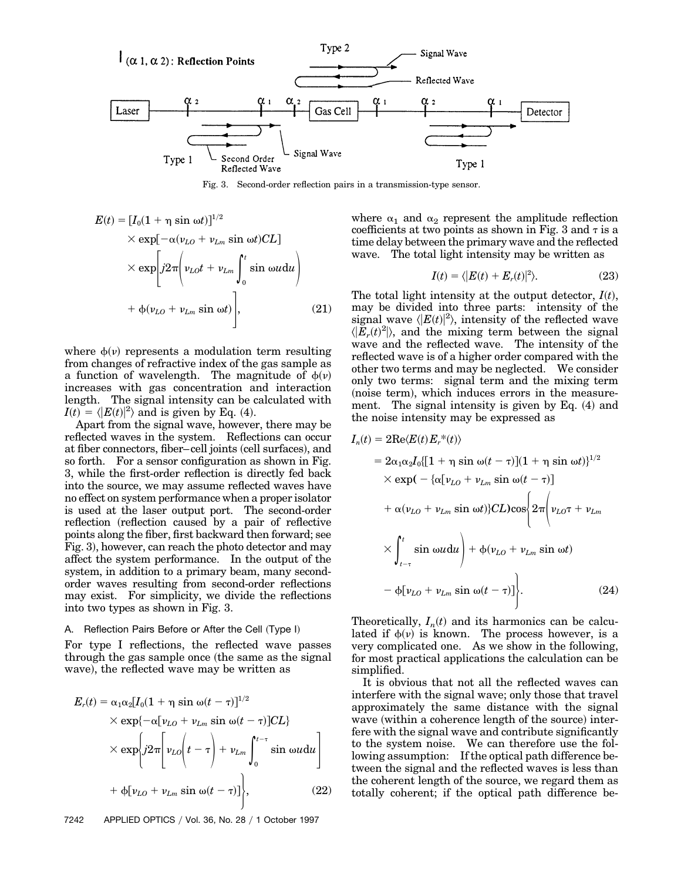Fig. 3. Second-order reflection pairs in a transmission-type sensor.

$$
\begin{aligned}
E(t) = {} & [I_0(1 + \eta \sin \omega t)]^{1/2} \\
& \times \exp[-\alpha(\nu_{LO} + \nu_{Lm} \sin \omega t)CL] \\
& \times \exp\left[j2\pi\left(\nu_{LO}t + \nu_{Lm}\int_0^t \sin \omega u du\right)\right. \\
& \left. + \phi(\nu_{LO} + \nu_{Lm} \sin \omega t)\right], \qquad (21)
\end{aligned}
$$

where $\phi(\nu)$ represents a modulation term resulting from changes of refractive index of the gas sample as a function of wavelength. The magnitude of $\phi(\nu)$ increases with gas concentration and interaction length. The signal intensity can be calculated with $I(t) = \langle |E(t)|^2 \rangle$ and is given by Eq. (4).

Apart from the signal wave, however, there may be reflected waves in the system. Reflections can occur at fiber connectors, fiber–cell joints (cell surfaces), and so forth. For a sensor configuration as shown in Fig. 3, while the first-order reflection is directly fed back into the source, we may assume reflected waves have no effect on system performance when a proper isolator is used at the laser output port. The second-order reflection (reflection caused by a pair of reflective points along the fiber, first backward then forward; see Fig. 3), however, can reach the photo detector and may affect the system performance. In the output of the system, in addition to a primary beam, many second-order waves resulting from second-order reflections may exist. For simplicity, we divide the reflections into two types as shown in Fig. 3.

### A. Reflection Pairs Before or After the Cell (Type I)

For type I reflections, the reflected wave passes through the gas sample once (the same as the signal wave), the reflected wave may be written as

$$
\begin{aligned}
E_r(t) = {} & \alpha_1\alpha_2[I_0(1 + \eta \sin \omega(t - \tau)]^{1/2} \\
& \times \exp\{-\alpha[\nu_{LO} + \nu_{Lm} \sin \omega(t - \tau)]CL\} \\
& \times \exp\left\{j2\pi\left[\nu_{LO}\left(t - \tau\right) + \nu_{Lm}\int_0^{t-\tau} \sin \omega u du\right]\right. \\
& \left. + \phi[\nu_{LO} + \nu_{Lm} \sin \omega(t - \tau)]\right\}, \qquad (22)
\end{aligned}
$$

where $\alpha_1$ and $\alpha_2$ represent the amplitude reflection coefficients at two points as shown in Fig. 3 and $\tau$ is a time delay between the primary wave and the reflected wave. The total light intensity may be written as

$$
I(t) = \langle |E(t) + E_r(t)|^2 \rangle. \qquad (23)
$$

The total light intensity at the output detector, $I(t)$, may be divided into three parts: intensity of the signal wave $\langle |E(t)|^2 \rangle$, intensity of the reflected wave $\langle |E_r(t)^2| \rangle$, and the mixing term between the signal wave and the reflected wave. The intensity of the reflected wave is of a higher order compared with the other two terms and may be neglected. We consider only two terms: signal term and the mixing term (noise term), which induces errors in the measurement. The signal intensity is given by Eq. (4) and the noise intensity may be expressed as

$$
\begin{aligned}
I_n(t) = {} & 2\text{Re}\langle E(t)E_r^*(t)\rangle \\
= {} & 2\alpha_1\alpha_2 I_0\{[1 + \eta \sin \omega(t - \tau)](1 + \eta \sin \omega t)\}^{1/2} \\
& \times \exp(-\{\alpha[\nu_{LO} + \nu_{Lm} \sin \omega(t - \tau)] \\
& + \alpha(\nu_{LO} + \nu_{Lm} \sin \omega t)\}CL)\cos\left\{2\pi\left(\nu_{LO}\tau + \nu_{Lm}\right.\right. \\
& \left. \times \int_{t-\tau}^{t} \sin \omega u du\right) + \phi(\nu_{LO} + \nu_{Lm} \sin \omega t) \\
& \left. - \phi[\nu_{LO} + \nu_{Lm} \sin \omega(t - \tau)]\right\}. \qquad (24)
\end{aligned}
$$

Theoretically, $I_n(t)$ and its harmonics can be calculated if $\phi(\nu)$ is known. The process however, is a very complicated one. As we show in the following, for most practical applications the calculation can be simplified.

It is obvious that not all the reflected waves can interfere with the signal wave; only those that travel approximately the same distance with the signal wave (within a coherence length of the source) interfere with the signal wave and contribute significantly to the system noise. We can therefore use the following assumption: If the optical path difference between the signal and the reflected waves is less than the coherent length of the source, we regard them as totally coherent; if the optical path difference be-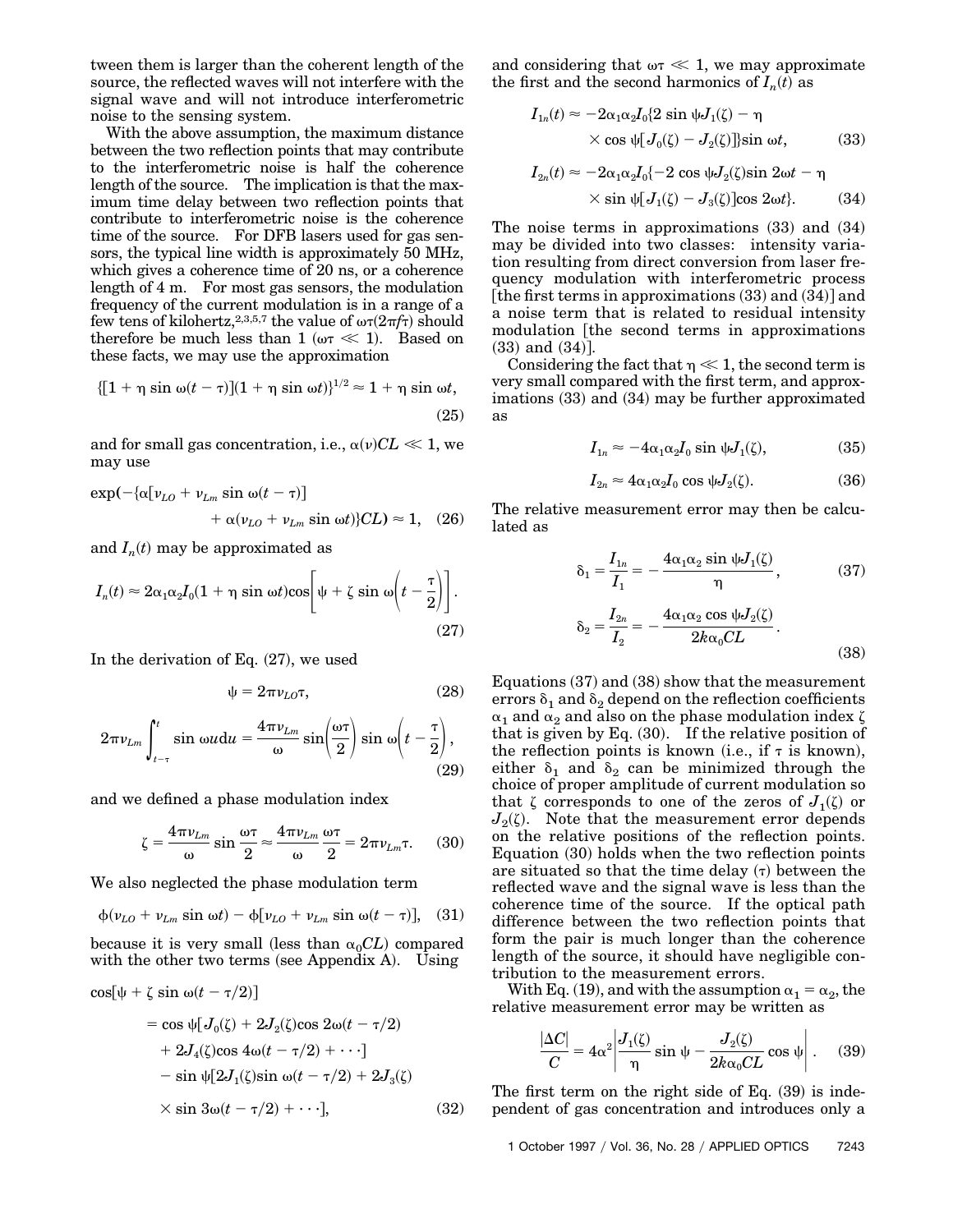tween them is larger than the coherent length of the source, the reflected waves will not interfere with the signal wave and will not introduce interferometric noise to the sensing system.

With the above assumption, the maximum distance between the two reflection points that may contribute to the interferometric noise is half the coherence length of the source. The implication is that the maximum time delay between two reflection points that contribute to interferometric noise is the coherence time of the source. For DFB lasers used for gas sensors, the typical line width is approximately 50 MHz, which gives a coherence time of 20 ns, or a coherence length of 4 m. For most gas sensors, the modulation frequency of the current modulation is in a range of a few tens of kilohertz,[2,3,5,7] the value of $\omega\tau(2\pi f\tau)$ should therefore be much less than 1 ($\omega\tau \ll 1$). Based on these facts, we may use the approximation

$$\{[1 + \eta \sin \omega(t - \tau)](1 + \eta \sin \omega t)\}^{1/2} \approx 1 + \eta \sin \omega t, \tag{25}$$

and for small gas concentration, i.e., $\alpha(\nu)CL \ll 1$, we may use

$$\exp(-\{\alpha[\nu_{LO} + \nu_{Lm} \sin \omega(t - \tau)] + \alpha(\nu_{LO} + \nu_{Lm} \sin \omega t)\}CL) \approx 1, \tag{26}$$

and $I_n(t)$ may be approximated as

$$I_n(t) \approx 2\alpha_1\alpha_2 I_0(1 + \eta \sin \omega t)\cos\left[\psi + \zeta \sin \omega\left(t - \frac{\tau}{2}\right)\right]. \tag{27}$$

In the derivation of Eq. (27), we used

$$\psi = 2\pi\nu_{LO}\tau, \tag{28}$$

$$2\pi\nu_{Lm} \int_{t-\tau}^{t} \sin \omega u \mathrm{d}u = \frac{4\pi\nu_{Lm}}{\omega} \sin\left(\frac{\omega\tau}{2}\right) \sin \omega\left(t - \frac{\tau}{2}\right), \tag{29}$$

and we defined a phase modulation index

$$\zeta = \frac{4\pi\nu_{Lm}}{\omega} \sin \frac{\omega\tau}{2} \approx \frac{4\pi\nu_{Lm}}{\omega} \frac{\omega\tau}{2} = 2\pi\nu_{Lm}\tau. \tag{30}$$

We also neglected the phase modulation term

$$\phi(\nu_{LO} + \nu_{Lm} \sin \omega t) - \phi[\nu_{LO} + \nu_{Lm} \sin \omega(t - \tau)], \tag{31}$$

because it is very small (less than $\alpha_0 CL$) compared with the other two terms (see Appendix A). Using

$$\begin{aligned}
\cos[\psi + \zeta \sin \omega(t - \tau/2)] &= \cos \psi[J_0(\zeta) + 2J_2(\zeta)\cos 2\omega(t - \tau/2) \\
&\quad + 2J_4(\zeta)\cos 4\omega(t - \tau/2) + \cdots] \\
&\quad - \sin \psi[2J_1(\zeta)\sin \omega(t - \tau/2) + 2J_3(\zeta) \\
&\quad \times \sin 3\omega(t - \tau/2) + \cdots],
\end{aligned} \tag{32}$$

and considering that $\omega\tau \ll 1$, we may approximate the first and the second harmonics of $I_n(t)$ as

$$I_{1n}(t) \approx -2\alpha_1\alpha_2 I_0\{2 \sin \psi J_1(\zeta) - \eta \times \cos \psi[J_0(\zeta) - J_2(\zeta)]\}\sin \omega t, \tag{33}$$

$$I_{2n}(t) \approx -2\alpha_1\alpha_2 I_0\{-2 \cos \psi J_2(\zeta)\sin 2\omega t - \eta \times \sin \psi[J_1(\zeta) - J_3(\zeta)]\cos 2\omega t\}. \tag{34}$$

The noise terms in approximations (33) and (34) may be divided into two classes: intensity variation resulting from direct conversion from laser frequency modulation with interferometric process [the first terms in approximations (33) and (34)] and a noise term that is related to residual intensity modulation [the second terms in approximations (33) and (34)].

Considering the fact that $\eta \ll 1$, the second term is very small compared with the first term, and approximations (33) and (34) may be further approximated as

$$I_{1n} \approx -4\alpha_1\alpha_2 I_0 \sin \psi J_1(\zeta), \tag{35}$$

$$I_{2n} \approx 4\alpha_1\alpha_2 I_0 \cos \psi J_2(\zeta). \tag{36}$$

The relative measurement error may then be calculated as

$$\delta_1 = \frac{I_{1n}}{I_1} = -\frac{4\alpha_1\alpha_2 \sin \psi J_1(\zeta)}{\eta}, \tag{37}$$

$$\delta_2 = \frac{I_{2n}}{I_2} = -\frac{4\alpha_1\alpha_2 \cos \psi J_2(\zeta)}{2k\alpha_0 CL}. \tag{38}$$

Equations (37) and (38) show that the measurement errors $\delta_1$ and $\delta_2$ depend on the reflection coefficients $\alpha_1$ and $\alpha_2$ and also on the phase modulation index $\zeta$ that is given by Eq. (30). If the relative position of the reflection points is known (i.e., if $\tau$ is known), either $\delta_1$ and $\delta_2$ can be minimized through the choice of proper amplitude of current modulation so that $\zeta$ corresponds to one of the zeros of $J_1(\zeta)$ or $J_2(\zeta)$. Note that the measurement error depends on the relative positions of the reflection points. Equation (30) holds when the two reflection points are situated so that the time delay ($\tau$) between the reflected wave and the signal wave is less than the coherence time of the source. If the optical path difference between the two reflection points that form the pair is much longer than the coherence length of the source, it should have negligible contribution to the measurement errors.

With Eq. (19), and with the assumption $\alpha_1 = \alpha_2$, the relative measurement error may be written as

$$\frac{|\Delta C|}{C} = 4\alpha^2 \left| \frac{J_1(\zeta)}{\eta} \sin \psi - \frac{J_2(\zeta)}{2k\alpha_0 CL} \cos \psi \right|. \tag{39}$$

The first term on the right side of Eq. (39) is independent of gas concentration and introduces only a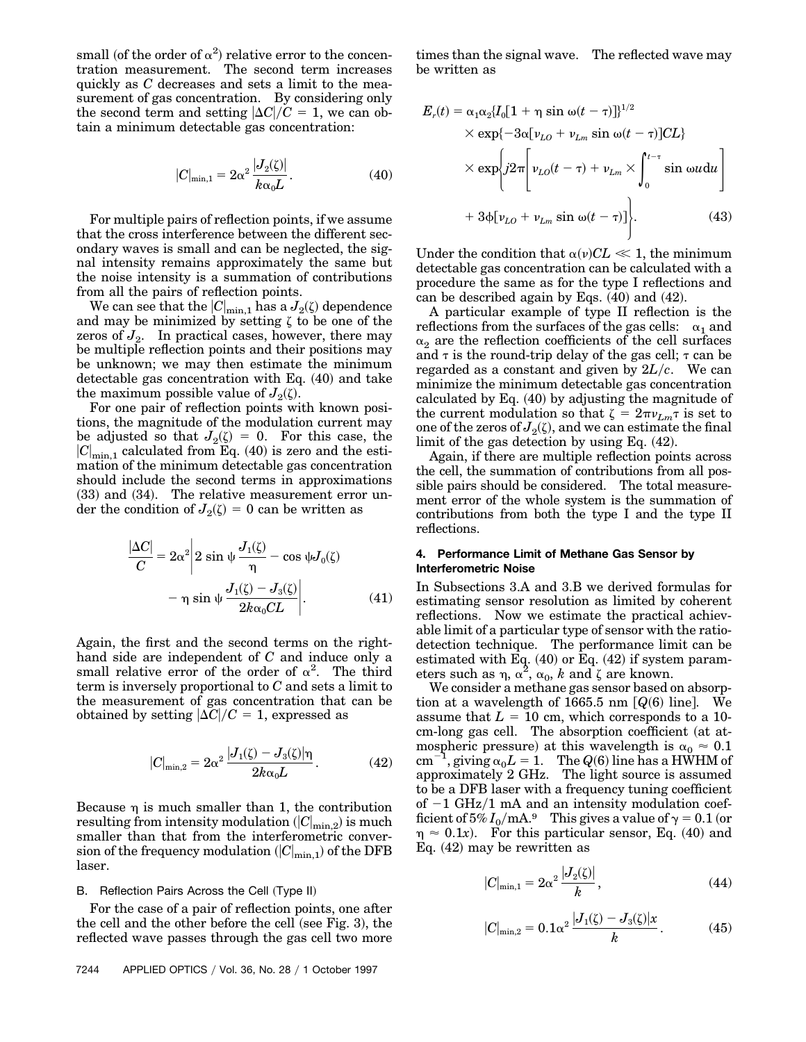small (of the order of $\alpha^2$) relative error to the concentration measurement. The second term increases quickly as $C$ decreases and sets a limit to the measurement of gas concentration. By considering only the second term and setting $|\Delta C|/C = 1$, we can obtain a minimum detectable gas concentration:

$$|C|_{\min,1} = 2\alpha^2 \frac{|J_2(\zeta)|}{k\alpha_0 L}. \qquad (40)$$

For multiple pairs of reflection points, if we assume that the cross interference between the different secondary waves is small and can be neglected, the signal intensity remains approximately the same but the noise intensity is a summation of contributions from all the pairs of reflection points.

We can see that the $|C|_{\min,1}$ has a $J_2(\zeta)$ dependence and may be minimized by setting $\zeta$ to be one of the zeros of $J_2$. In practical cases, however, there may be multiple reflection points and their positions may be unknown; we may then estimate the minimum detectable gas concentration with Eq. (40) and take the maximum possible value of $J_2(\zeta)$.

For one pair of reflection points with known positions, the magnitude of the modulation current may be adjusted so that $J_2(\zeta) = 0$. For this case, the $|C|_{\min,1}$ calculated from Eq. (40) is zero and the estimation of the minimum detectable gas concentration should include the second terms in approximations (33) and (34). The relative measurement error under the condition of $J_2(\zeta) = 0$ can be written as

$$\frac{|\Delta C|}{C} = 2\alpha^2 \left| 2 \sin\psi \frac{J_1(\zeta)}{\eta} - \cos\psi J_0(\zeta) - \eta \sin\psi \frac{J_1(\zeta) - J_3(\zeta)}{2k\alpha_0 CL} \right|. \qquad (41)$$

Again, the first and the second terms on the right-hand side are independent of $C$ and induce only a small relative error of the order of $\alpha^2$. The third term is inversely proportional to $C$ and sets a limit to the measurement of gas concentration that can be obtained by setting $|\Delta C|/C = 1$, expressed as

$$|C|_{\min,2} = 2\alpha^2 \frac{|J_1(\zeta) - J_3(\zeta)|\eta}{2k\alpha_0 L}. \qquad (42)$$

Because $\eta$ is much smaller than 1, the contribution resulting from intensity modulation ($|C|_{\min,2}$) is much smaller than that from the interferometric conversion of the frequency modulation ($|C|_{\min,1}$) of the DFB laser.

### B. Reflection Pairs Across the Cell (Type II)

For the case of a pair of reflection points, one after the cell and the other before the cell (see Fig. 3), the reflected wave passes through the gas cell two more times than the signal wave. The reflected wave may be written as

$$E_r(t) = \alpha_1\alpha_2\{I_0[1 + \eta \sin\omega(t-\tau)]\}^{1/2} \times \exp\{-3\alpha[\nu_{LO} + \nu_{Lm}\sin\omega(t-\tau)]CL\} \times \exp\left\{ j2\pi\left[\nu_{LO}(t-\tau) + \nu_{Lm} \times \int_0^{t-\tau} \sin\omega u \mathrm{d}u\right] + 3\phi[\nu_{LO} + \nu_{Lm}\sin\omega(t-\tau)]\right\}. \qquad (43)$$

Under the condition that $\alpha(\nu)CL \ll 1$, the minimum detectable gas concentration can be calculated with a procedure the same as for the type I reflections and can be described again by Eqs. (40) and (42).

A particular example of type II reflection is the reflections from the surfaces of the gas cells: $\alpha_1$ and $\alpha_2$ are the reflection coefficients of the cell surfaces and $\tau$ is the round-trip delay of the gas cell; $\tau$ can be regarded as a constant and given by $2L/c$. We can minimize the minimum detectable gas concentration calculated by Eq. (40) by adjusting the magnitude of the current modulation so that $\zeta = 2\pi\nu_{Lm}\tau$ is set to one of the zeros of $J_2(\zeta)$, and we can estimate the final limit of the gas detection by using Eq. (42).

Again, if there are multiple reflection points across the cell, the summation of contributions from all possible pairs should be considered. The total measurement error of the whole system is the summation of contributions from both the type I and the type II reflections.

## 4. Performance Limit of Methane Gas Sensor by Interferometric Noise

In Subsections 3.A and 3.B we derived formulas for estimating sensor resolution as limited by coherent reflections. Now we estimate the practical achievable limit of a particular type of sensor with the ratio-detection technique. The performance limit can be estimated with Eq. (40) or Eq. (42) if system parameters such as $\eta$, $\alpha^2$, $\alpha_0$, $k$ and $\zeta$ are known.

We consider a methane gas sensor based on absorption at a wavelength of 1665.5 nm [$Q(6)$ line]. We assume that $L = 10$ cm, which corresponds to a 10-cm-long gas cell. The absorption coefficient (at atmospheric pressure) at this wavelength is $\alpha_0 \approx 0.1$ cm$^{-1}$, giving $\alpha_0 L = 1$. The $Q(6)$ line has a HWHM of approximately 2 GHz. The light source is assumed to be a DFB laser with a frequency tuning coefficient of $-1$ GHz/1 mA and an intensity modulation coefficient of $5\% I_0$/mA.[9] This gives a value of $\gamma = 0.1$ (or $\eta \approx 0.1x$). For this particular sensor, Eq. (40) and Eq. (42) may be rewritten as

$$|C|_{\min,1} = 2\alpha^2 \frac{|J_2(\zeta)|}{k}, \qquad (44)$$

$$|C|_{\min,2} = 0.1\alpha^2 \frac{|J_1(\zeta) - J_3(\zeta)|x}{k}. \qquad (45)$$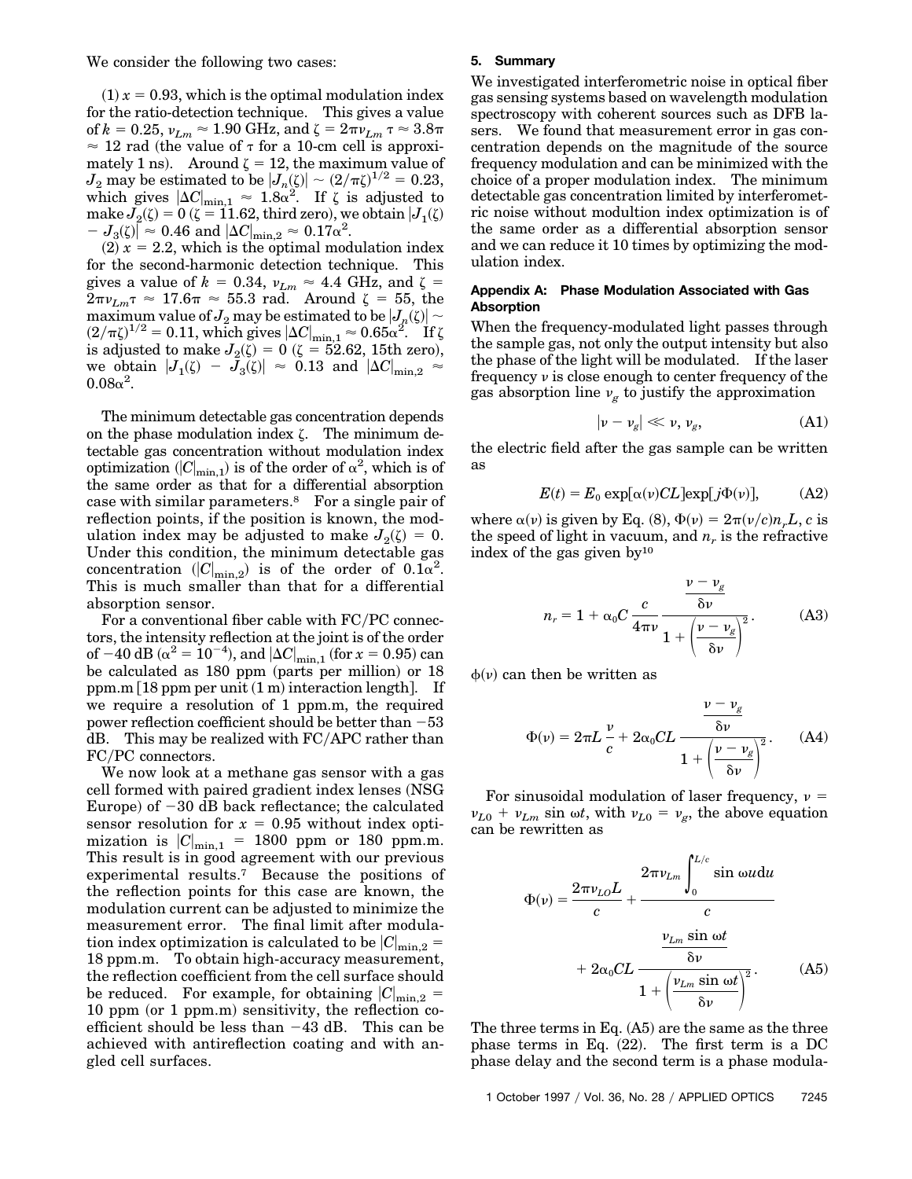We consider the following two cases:

(1) $x = 0.93$, which is the optimal modulation index for the ratio-detection technique. This gives a value of $k = 0.25$, $\nu_{Lm} \approx 1.90$ GHz, and $\zeta = 2\pi\nu_{Lm}\tau \approx 3.8\pi \approx 12$ rad (the value of $\tau$ for a 10-cm cell is approximately 1 ns). Around $\zeta = 12$, the maximum value of $J_2$ may be estimated to be $|J_n(\zeta)| \sim (2/\pi\zeta)^{1/2} = 0.23$, which gives $|\Delta C|_{\min,1} \approx 1.8\alpha^2$. If $\zeta$ is adjusted to make $J_2(\zeta) = 0$ ($\zeta = 11.62$, third zero), we obtain $|J_1(\zeta) - J_3(\zeta)| \approx 0.46$ and $|\Delta C|_{\min,2} \approx 0.17\alpha^2$.

(2) $x = 2.2$, which is the optimal modulation index for the second-harmonic detection technique. This gives a value of $k = 0.34$, $\nu_{Lm} \approx 4.4$ GHz, and $\zeta = 2\pi\nu_{Lm}\tau \approx 17.6\pi \approx 55.3$ rad. Around $\zeta = 55$, the maximum value of $J_2$ may be estimated to be $|J_n(\zeta)| \sim (2/\pi\zeta)^{1/2} = 0.11$, which gives $|\Delta C|_{\min,1} \approx 0.65\alpha^2$. If $\zeta$ is adjusted to make $J_2(\zeta) = 0$ ($\zeta = 52.62$, 15th zero), we obtain $|J_1(\zeta) - J_3(\zeta)| \approx 0.13$ and $|\Delta C|_{\min,2} \approx 0.08\alpha^2$.

The minimum detectable gas concentration depends on the phase modulation index $\zeta$. The minimum detectable gas concentration without modulation index optimization ($|C|_{\min,1}$) is of the order of $\alpha^2$, which is of the same order as that for a differential absorption case with similar parameters.[8] For a single pair of reflection points, if the position is known, the modulation index may be adjusted to make $J_2(\zeta) = 0$. Under this condition, the minimum detectable gas concentration ($|C|_{\min,2}$) is of the order of $0.1\alpha^2$. This is much smaller than that for a differential absorption sensor.

For a conventional fiber cable with FC/PC connectors, the intensity reflection at the joint is of the order of $-40$ dB ($\alpha^2 = 10^{-4}$), and $|\Delta C|_{\min,1}$ (for $x = 0.95$) can be calculated as 180 ppm (parts per million) or 18 ppm.m [18 ppm per unit (1 m) interaction length]. If we require a resolution of 1 ppm.m, the required power reflection coefficient should be better than $-53$ dB. This may be realized with FC/APC rather than FC/PC connectors.

We now look at a methane gas sensor with a gas cell formed with paired gradient index lenses (NSG Europe) of $-30$ dB back reflectance; the calculated sensor resolution for $x = 0.95$ without index optimization is $|C|_{\min,1} = 1800$ ppm or 180 ppm.m. This result is in good agreement with our previous experimental results.[7] Because the positions of the reflection points for this case are known, the modulation current can be adjusted to minimize the measurement error. The final limit after modulation index optimization is calculated to be $|C|_{\min,2} = 18$ ppm.m. To obtain high-accuracy measurement, the reflection coefficient from the cell surface should be reduced. For example, for obtaining $|C|_{\min,2} = 10$ ppm (or 1 ppm.m) sensitivity, the reflection coefficient should be less than $-43$ dB. This can be achieved with antireflection coating and with angled cell surfaces.

## 5. Summary

We investigated interferometric noise in optical fiber gas sensing systems based on wavelength modulation spectroscopy with coherent sources such as DFB lasers. We found that measurement error in gas concentration depends on the magnitude of the source frequency modulation and can be minimized with the choice of a proper modulation index. The minimum detectable gas concentration limited by interferometric noise without modultion index optimization is of the same order as a differential absorption sensor and we can reduce it 10 times by optimizing the modulation index.

## Appendix A: Phase Modulation Associated with Gas Absorption

When the frequency-modulated light passes through the sample gas, not only the output intensity but also the phase of the light will be modulated. If the laser frequency $\nu$ is close enough to center frequency of the gas absorption line $\nu_g$ to justify the approximation

$$|\nu - \nu_g| \ll \nu, \nu_g, \tag{A1}$$

the electric field after the gas sample can be written as

$$E(t) = E_0 \exp[\alpha(\nu)CL]\exp[j\Phi(\nu)], \tag{A2}$$

where $\alpha(\nu)$ is given by Eq. (8), $\Phi(\nu) = 2\pi(\nu/c)n_r L$, $c$ is the speed of light in vacuum, and $n_r$ is the refractive index of the gas given by[10]

$$n_r = 1 + \alpha_0 C \frac{c}{4\pi\nu} \frac{\dfrac{\nu - \nu_g}{\delta\nu}}{1 + \left(\dfrac{\nu - \nu_g}{\delta\nu}\right)^2}. \tag{A3}$$

$\phi(\nu)$ can then be written as

$$\Phi(\nu) = 2\pi L \frac{\nu}{c} + 2\alpha_0 CL \frac{\dfrac{\nu - \nu_g}{\delta\nu}}{1 + \left(\dfrac{\nu - \nu_g}{\delta\nu}\right)^2}. \tag{A4}$$

For sinusoidal modulation of laser frequency, $\nu = \nu_{L0} + \nu_{Lm} \sin \omega t$, with $\nu_{L0} = \nu_g$, the above equation can be rewritten as

$$\Phi(\nu) = \frac{2\pi\nu_{LO}L}{c} + \frac{2\pi\nu_{Lm}\displaystyle\int_0^{L/c} \sin \omega u du}{c} + 2\alpha_0 CL \frac{\dfrac{\nu_{Lm} \sin \omega t}{\delta\nu}}{1 + \left(\dfrac{\nu_{Lm} \sin \omega t}{\delta\nu}\right)^2}. \tag{A5}$$

The three terms in Eq. (A5) are the same as the three phase terms in Eq. (22). The first term is a DC phase delay and the second term is a phase modula-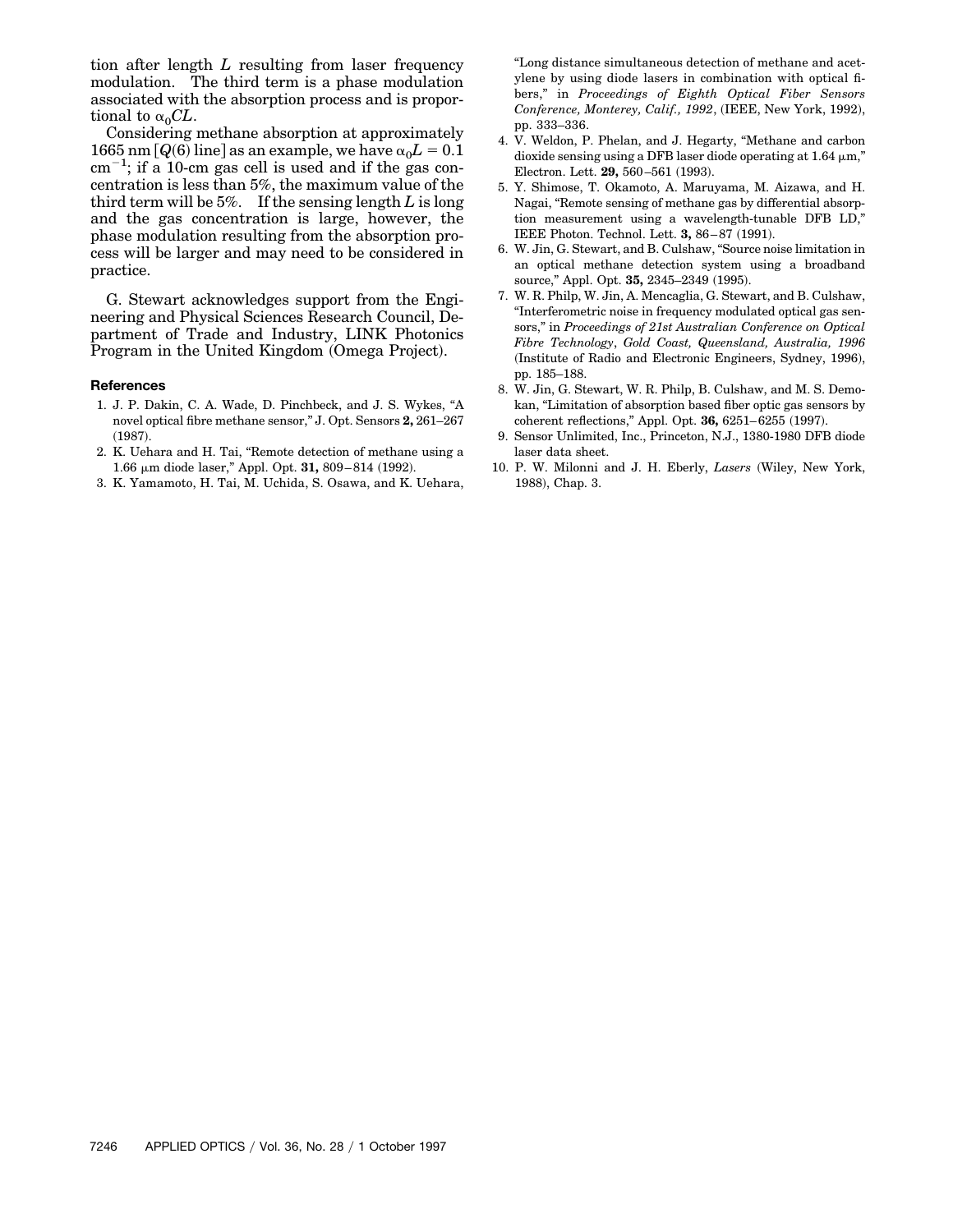tion after length $L$ resulting from laser frequency modulation. The third term is a phase modulation associated with the absorption process and is proportional to $\alpha_0 CL$.

Considering methane absorption at approximately 1665 nm [$Q(6)$ line] as an example, we have $\alpha_0 L = 0.1$ $\text{cm}^{-1}$; if a 10-cm gas cell is used and if the gas concentration is less than 5%, the maximum value of the third term will be 5%. If the sensing length $L$ is long and the gas concentration is large, however, the phase modulation resulting from the absorption process will be larger and may need to be considered in practice.

G. Stewart acknowledges support from the Engineering and Physical Sciences Research Council, Department of Trade and Industry, LINK Photonics Program in the United Kingdom (Omega Project).

## References

1. J. P. Dakin, C. A. Wade, D. Pinchbeck, and J. S. Wykes, "A novel optical fibre methane sensor," J. Opt. Sensors **2,** 261–267 (1987).
2. K. Uehara and H. Tai, "Remote detection of methane using a 1.66 μm diode laser," Appl. Opt. **31,** 809–814 (1992).
3. K. Yamamoto, H. Tai, M. Uchida, S. Osawa, and K. Uehara, "Long distance simultaneous detection of methane and acetylene by using diode lasers in combination with optical fibers," in *Proceedings of Eighth Optical Fiber Sensors Conference, Monterey, Calif., 1992*, (IEEE, New York, 1992), pp. 333–336.
4. V. Weldon, P. Phelan, and J. Hegarty, "Methane and carbon dioxide sensing using a DFB laser diode operating at 1.64 μm," Electron. Lett. **29,** 560–561 (1993).
5. Y. Shimose, T. Okamoto, A. Maruyama, M. Aizawa, and H. Nagai, "Remote sensing of methane gas by differential absorption measurement using a wavelength-tunable DFB LD," IEEE Photon. Technol. Lett. **3,** 86–87 (1991).
6. W. Jin, G. Stewart, and B. Culshaw, "Source noise limitation in an optical methane detection system using a broadband source," Appl. Opt. **35,** 2345–2349 (1995).
7. W. R. Philp, W. Jin, A. Mencaglia, G. Stewart, and B. Culshaw, "Interferometric noise in frequency modulated optical gas sensors," in *Proceedings of 21st Australian Conference on Optical Fibre Technology, Gold Coast, Queensland, Australia, 1996* (Institute of Radio and Electronic Engineers, Sydney, 1996), pp. 185–188.
8. W. Jin, G. Stewart, W. R. Philp, B. Culshaw, and M. S. Demokan, "Limitation of absorption based fiber optic gas sensors by coherent reflections," Appl. Opt. **36,** 6251–6255 (1997).
9. Sensor Unlimited, Inc., Princeton, N.J., 1380-1980 DFB diode laser data sheet.
10. P. W. Milonni and J. H. Eberly, *Lasers* (Wiley, New York, 1988), Chap. 3.